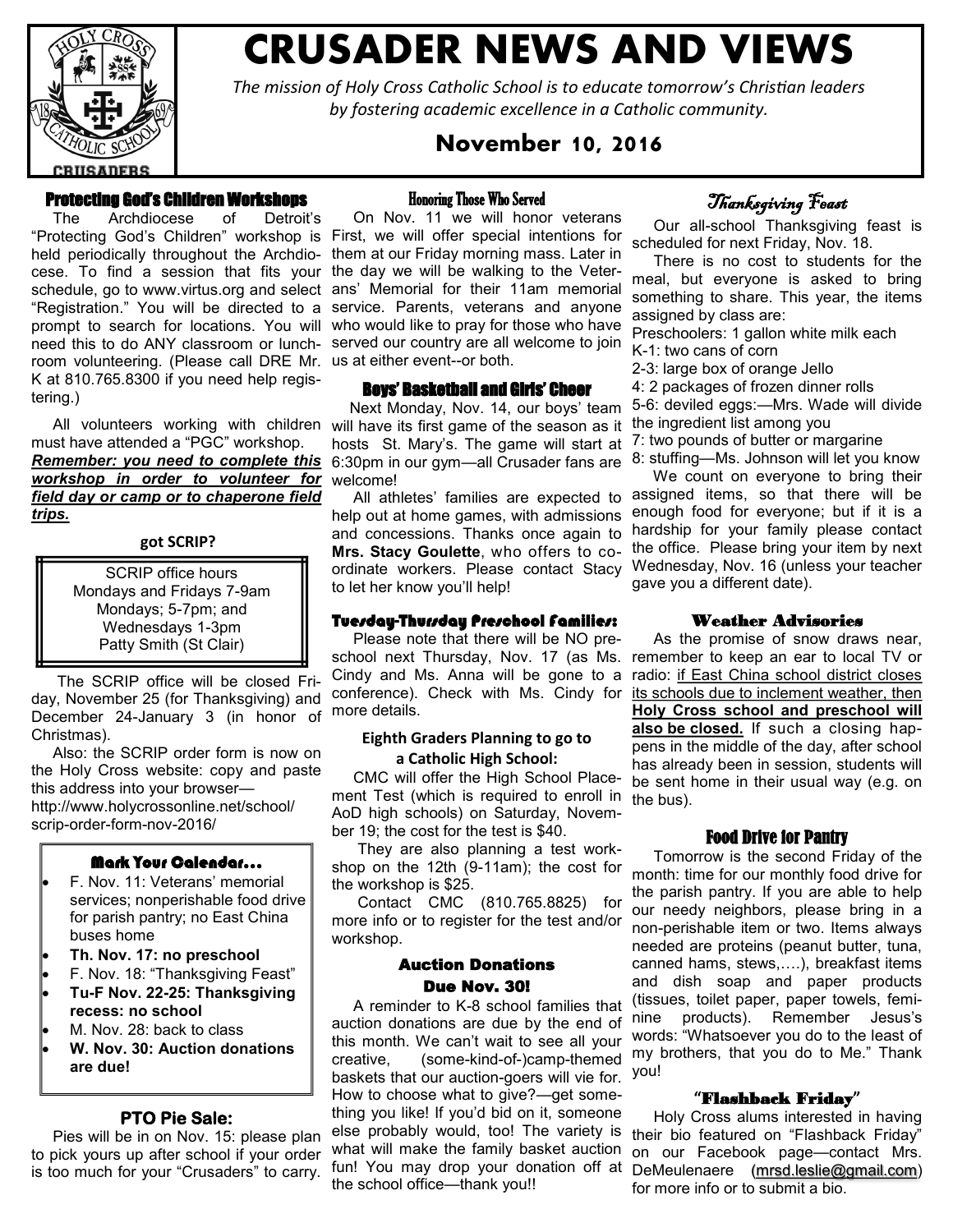# CRUSADER NEWS AND VIEWS

*The mission of Holy Cross Catholic School is to educate tomorrow's Christian leaders by fostering academic excellence in a Catholic community.*

**November 10, 2016**

## Protecting God's Children Workshops

The Archdiocese of Detroit's "Protecting God's Children" workshop is held periodically throughout the Archdiocese. To find a session that fits your schedule, go to www.virtus.org and select "Registration." You will be directed to a prompt to search for locations. You will need this to do ANY classroom or lunchroom volunteering. (Please call DRE Mr. K at 810.765.8300 if you need help registering.)

All volunteers working with children must have attended a "PGC" workshop. ***Remember: you need to complete this workshop in order to volunteer for field day or camp or to chaperone field trips.***

## got SCRIP?

SCRIP office hours
Mondays and Fridays 7-9am
Mondays; 5-7pm; and
Wednesdays 1-3pm
Patty Smith (St Clair)

The SCRIP office will be closed Friday, November 25 (for Thanksgiving) and December 24-January 3 (in honor of Christmas).

Also: the SCRIP order form is now on the Holy Cross website: copy and paste this address into your browser—
http://www.holycrossonline.net/school/scrip-order-form-nov-2016/

## Mark Your Calendar…

- F. Nov. 11: Veterans' memorial services; nonperishable food drive for parish pantry; no East China buses home
- **Th. Nov. 17: no preschool**
- F. Nov. 18: "Thanksgiving Feast"
- **Tu-F Nov. 22-25: Thanksgiving recess: no school**
- M. Nov. 28: back to class
- **W. Nov. 30: Auction donations are due!**

## PTO Pie Sale:

Pies will be in on Nov. 15: please plan to pick yours up after school if your order is too much for your "Crusaders" to carry.

## Honoring Those Who Served

On Nov. 11 we will honor veterans First, we will offer special intentions for them at our Friday morning mass. Later in the day we will be walking to the Veterans' Memorial for their 11am memorial service. Parents, veterans and anyone who would like to pray for those who have served our country are all welcome to join us at either event--or both.

## Boys' Basketball and Girls' Cheer

Next Monday, Nov. 14, our boys' team will have its first game of the season as it hosts St. Mary's. The game will start at 6:30pm in our gym—all Crusader fans are welcome!

All athletes' families are expected to help out at home games, with admissions and concessions. Thanks once again to **Mrs. Stacy Goulette**, who offers to coordinate workers. Please contact Stacy to let her know you'll help!

## Tuesday-Thursday Preschool Families:

Please note that there will be NO preschool next Thursday, Nov. 17 (as Ms. Cindy and Ms. Anna will be gone to a conference). Check with Ms. Cindy for more details.

## Eighth Graders Planning to go to a Catholic High School:

CMC will offer the High School Placement Test (which is required to enroll in AoD high schools) on Saturday, November 19; the cost for the test is $40.

They are also planning a test workshop on the 12th (9-11am); the cost for the workshop is $25.

Contact CMC (810.765.8825) for more info or to register for the test and/or workshop.

## Auction Donations Due Nov. 30!

A reminder to K-8 school families that auction donations are due by the end of this month. We can't wait to see all your creative, (some-kind-of-)camp-themed baskets that our auction-goers will vie for. How to choose what to give?—get something you like! If you'd bid on it, someone else probably would, too! The variety is what will make the family basket auction fun! You may drop your donation off at the school office—thank you!!

## Thanksgiving Feast

Our all-school Thanksgiving feast is scheduled for next Friday, Nov. 18.

There is no cost to students for the meal, but everyone is asked to bring something to share. This year, the items assigned by class are:

Preschoolers: 1 gallon white milk each
K-1: two cans of corn
2-3: large box of orange Jello
4: 2 packages of frozen dinner rolls
5-6: deviled eggs:—Mrs. Wade will divide the ingredient list among you
7: two pounds of butter or margarine
8: stuffing—Ms. Johnson will let you know

We count on everyone to bring their assigned items, so that there will be enough food for everyone; but if it is a hardship for your family please contact the office. Please bring your item by next Wednesday, Nov. 16 (unless your teacher gave you a different date).

## Weather Advisories

As the promise of snow draws near, remember to keep an ear to local TV or radio: if East China school district closes its schools due to inclement weather, then **Holy Cross school and preschool will also be closed.** If such a closing happens in the middle of the day, after school has already been in session, students will be sent home in their usual way (e.g. on the bus).

## Food Drive for Pantry

Tomorrow is the second Friday of the month: time for our monthly food drive for the parish pantry. If you are able to help our needy neighbors, please bring in a non-perishable item or two. Items always needed are proteins (peanut butter, tuna, canned hams, stews,….), breakfast items and dish soap and paper products (tissues, toilet paper, paper towels, feminine products). Remember Jesus's words: "Whatsoever you do to the least of my brothers, that you do to Me." Thank you!

## "Flashback Friday"

Holy Cross alums interested in having their bio featured on "Flashback Friday" on our Facebook page—contact Mrs. DeMeulenaere (mrsd.leslie@gmail.com) for more info or to submit a bio.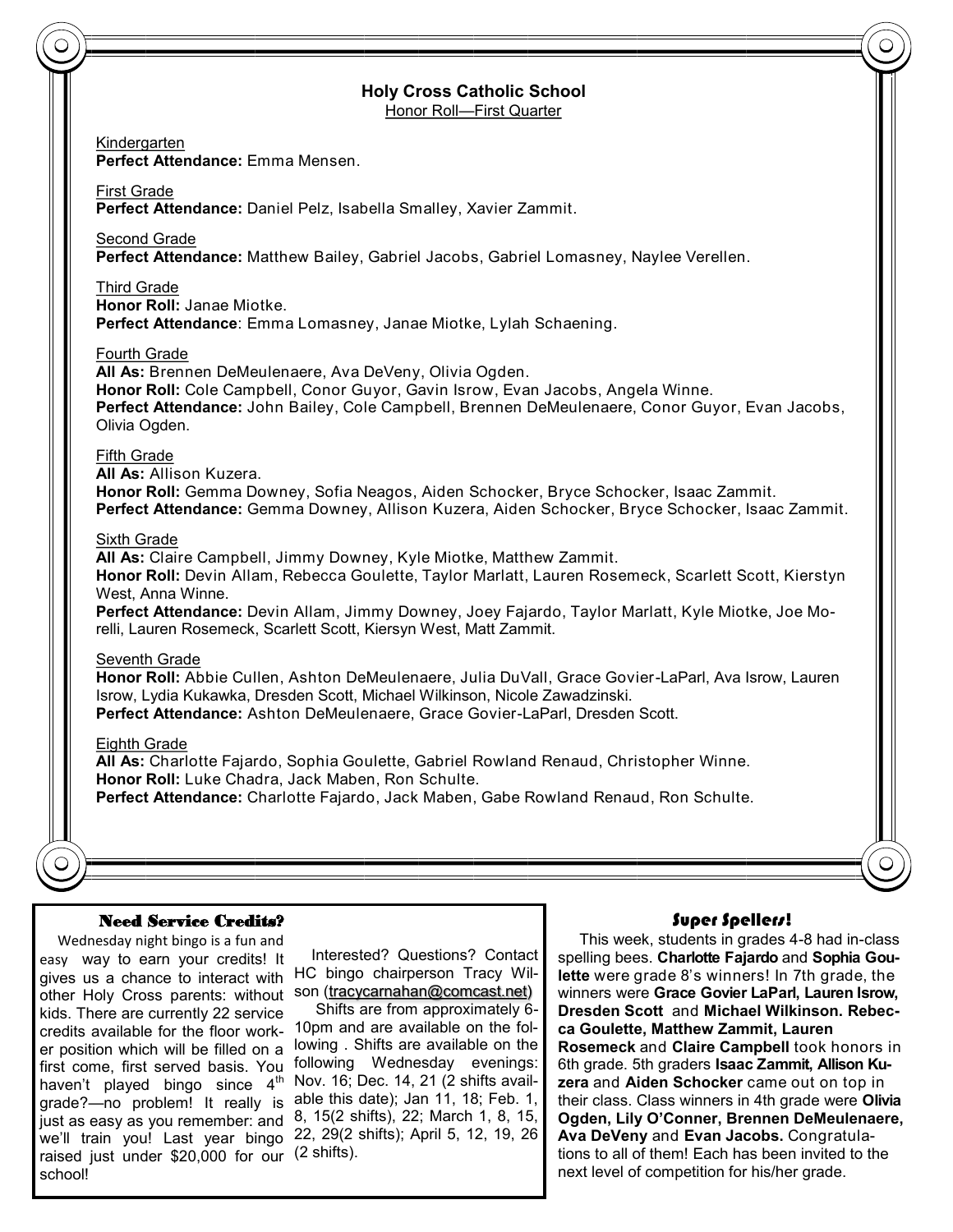## Holy Cross Catholic School

Honor Roll—First Quarter

Kindergarten
**Perfect Attendance:** Emma Mensen.

First Grade
**Perfect Attendance:** Daniel Pelz, Isabella Smalley, Xavier Zammit.

Second Grade
**Perfect Attendance:** Matthew Bailey, Gabriel Jacobs, Gabriel Lomasney, Naylee Verellen.

Third Grade
**Honor Roll:** Janae Miotke.
**Perfect Attendance**: Emma Lomasney, Janae Miotke, Lylah Schaening.

Fourth Grade
**All As:** Brennen DeMeulenaere, Ava DeVeny, Olivia Ogden.
**Honor Roll:** Cole Campbell, Conor Guyor, Gavin Isrow, Evan Jacobs, Angela Winne.
**Perfect Attendance:** John Bailey, Cole Campbell, Brennen DeMeulenaere, Conor Guyor, Evan Jacobs, Olivia Ogden.

Fifth Grade
**All As:** Allison Kuzera.
**Honor Roll:** Gemma Downey, Sofia Neagos, Aiden Schocker, Bryce Schocker, Isaac Zammit.
**Perfect Attendance:** Gemma Downey, Allison Kuzera, Aiden Schocker, Bryce Schocker, Isaac Zammit.

Sixth Grade
**All As:** Claire Campbell, Jimmy Downey, Kyle Miotke, Matthew Zammit.
**Honor Roll:** Devin Allam, Rebecca Goulette, Taylor Marlatt, Lauren Rosemeck, Scarlett Scott, Kierstyn West, Anna Winne.
**Perfect Attendance:** Devin Allam, Jimmy Downey, Joey Fajardo, Taylor Marlatt, Kyle Miotke, Joe Morelli, Lauren Rosemeck, Scarlett Scott, Kiersyn West, Matt Zammit.

Seventh Grade
**Honor Roll:** Abbie Cullen, Ashton DeMeulenaere, Julia DuVall, Grace Govier-LaParl, Ava Isrow, Lauren Isrow, Lydia Kukawka, Dresden Scott, Michael Wilkinson, Nicole Zawadzinski.
**Perfect Attendance:** Ashton DeMeulenaere, Grace Govier-LaParl, Dresden Scott.

Eighth Grade
**All As:** Charlotte Fajardo, Sophia Goulette, Gabriel Rowland Renaud, Christopher Winne.
**Honor Roll:** Luke Chadra, Jack Maben, Ron Schulte.
**Perfect Attendance:** Charlotte Fajardo, Jack Maben, Gabe Rowland Renaud, Ron Schulte.

### Need Service Credits?

Wednesday night bingo is a fun and easy way to earn your credits! It gives us a chance to interact with other Holy Cross parents: without kids. There are currently 22 service credits available for the floor worker position which will be filled on a first come, first served basis. You haven't played bingo since 4th grade?—no problem! It really is just as easy as you remember: and we'll train you! Last year bingo raised just under $20,000 for our school!

Interested? Questions? Contact HC bingo chairperson Tracy Wilson (tracycarnahan@comcast.net)

Shifts are from approximately 6-10pm and are available on the following . Shifts are available on the following Wednesday evenings: Nov. 16; Dec. 14, 21 (2 shifts available this date); Jan 11, 18; Feb. 1, 8, 15(2 shifts), 22; March 1, 8, 15, 22, 29(2 shifts); April 5, 12, 19, 26 (2 shifts).

### Super Spellers!

This week, students in grades 4-8 had in-class spelling bees. **Charlotte Fajardo** and **Sophia Goulette** were grade 8's winners! In 7th grade, the winners were **Grace Govier LaParl, Lauren Isrow, Dresden Scott** and **Michael Wilkinson. Rebecca Goulette, Matthew Zammit, Lauren Rosemeck** and **Claire Campbell** took honors in 6th grade. 5th graders **Isaac Zammit, Allison Kuzera** and **Aiden Schocker** came out on top in their class. Class winners in 4th grade were **Olivia Ogden, Lily O'Conner, Brennen DeMeulenaere, Ava DeVeny** and **Evan Jacobs.** Congratulations to all of them! Each has been invited to the next level of competition for his/her grade.